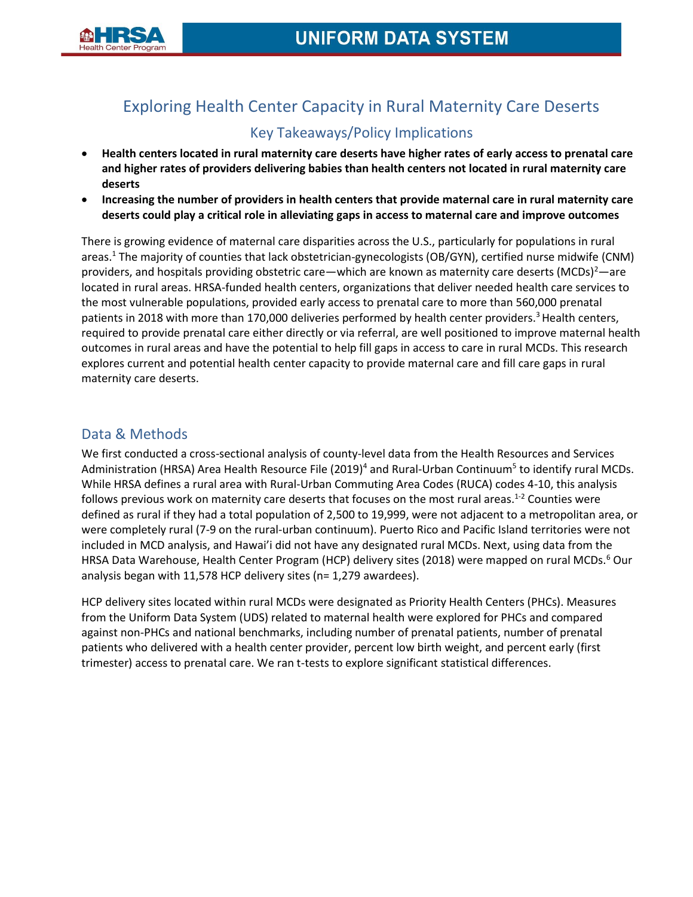# Exploring Health Center Capacity in Rural Maternity Care Deserts

## Key Takeaways/Policy Implications

- **Health centers located in rural maternity care deserts have higher rates of early access to prenatal care and higher rates of providers delivering babies than health centers not located in rural maternity care deserts**
- **Increasing the number of providers in health centers that provide maternal care in rural maternity care deserts could play a critical role in alleviating gaps in access to maternal care and improve outcomes**

There is growing evidence of maternal care disparities across the U.S., particularly for populations in rural areas.[1] The majority of counties that lack obstetrician-gynecologists (OB/GYN), certified nurse midwife (CNM) providers, and hospitals providing obstetric care—which are known as maternity care deserts (MCDs)[2]—are located in rural areas. HRSA-funded health centers, organizations that deliver needed health care services to the most vulnerable populations, provided early access to prenatal care to more than 560,000 prenatal patients in 2018 with more than 170,000 deliveries performed by health center providers.[3] Health centers, required to provide prenatal care either directly or via referral, are well positioned to improve maternal health outcomes in rural areas and have the potential to help fill gaps in access to care in rural MCDs. This research explores current and potential health center capacity to provide maternal care and fill care gaps in rural maternity care deserts.

## Data & Methods

We first conducted a cross-sectional analysis of county-level data from the Health Resources and Services Administration (HRSA) Area Health Resource File (2019)[4] and Rural-Urban Continuum[5] to identify rural MCDs. While HRSA defines a rural area with Rural-Urban Commuting Area Codes (RUCA) codes 4-10, this analysis follows previous work on maternity care deserts that focuses on the most rural areas.[1-2] Counties were defined as rural if they had a total population of 2,500 to 19,999, were not adjacent to a metropolitan area, or were completely rural (7-9 on the rural-urban continuum). Puerto Rico and Pacific Island territories were not included in MCD analysis, and Hawai'i did not have any designated rural MCDs. Next, using data from the HRSA Data Warehouse, Health Center Program (HCP) delivery sites (2018) were mapped on rural MCDs.[6] Our analysis began with 11,578 HCP delivery sites (n= 1,279 awardees).

HCP delivery sites located within rural MCDs were designated as Priority Health Centers (PHCs). Measures from the Uniform Data System (UDS) related to maternal health were explored for PHCs and compared against non-PHCs and national benchmarks, including number of prenatal patients, number of prenatal patients who delivered with a health center provider, percent low birth weight, and percent early (first trimester) access to prenatal care. We ran t-tests to explore significant statistical differences.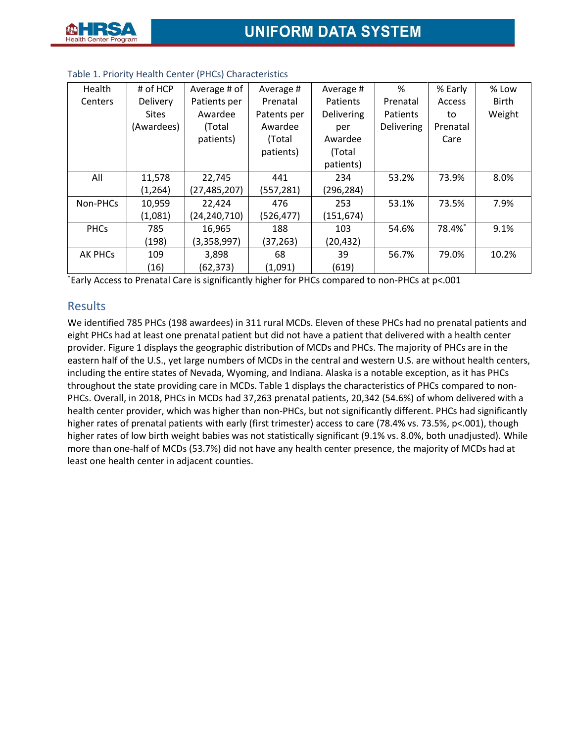Table 1. Priority Health Center (PHCs) Characteristics

| Health Centers | # of HCP Delivery Sites (Awardees) | Average # of Patients per Awardee (Total patients) | Average # Prenatal Patents per Awardee (Total patients) | Average # Patients Delivering per Awardee (Total patients) | % Prenatal Patients Delivering | % Early Access to Prenatal Care | % Low Birth Weight |
|---|---|---|---|---|---|---|---|
| All | 11,578 (1,264) | 22,745 (27,485,207) | 441 (557,281) | 234 (296,284) | 53.2% | 73.9% | 8.0% |
| Non-PHCs | 10,959 (1,081) | 22,424 (24,240,710) | 476 (526,477) | 253 (151,674) | 53.1% | 73.5% | 7.9% |
| PHCs | 785 (198) | 16,965 (3,358,997) | 188 (37,263) | 103 (20,432) | 54.6% | 78.4%* | 9.1% |
| AK PHCs | 109 (16) | 3,898 (62,373) | 68 (1,091) | 39 (619) | 56.7% | 79.0% | 10.2% |

*Early Access to Prenatal Care is significantly higher for PHCs compared to non-PHCs at $p<.001$

## Results

We identified 785 PHCs (198 awardees) in 311 rural MCDs. Eleven of these PHCs had no prenatal patients and eight PHCs had at least one prenatal patient but did not have a patient that delivered with a health center provider. Figure 1 displays the geographic distribution of MCDs and PHCs. The majority of PHCs are in the eastern half of the U.S., yet large numbers of MCDs in the central and western U.S. are without health centers, including the entire states of Nevada, Wyoming, and Indiana. Alaska is a notable exception, as it has PHCs throughout the state providing care in MCDs. Table 1 displays the characteristics of PHCs compared to non-PHCs. Overall, in 2018, PHCs in MCDs had 37,263 prenatal patients, 20,342 (54.6%) of whom delivered with a health center provider, which was higher than non-PHCs, but not significantly different. PHCs had significantly higher rates of prenatal patients with early (first trimester) access to care (78.4% vs. 73.5%, $p<.001$), though higher rates of low birth weight babies was not statistically significant (9.1% vs. 8.0%, both unadjusted). While more than one-half of MCDs (53.7%) did not have any health center presence, the majority of MCDs had at least one health center in adjacent counties.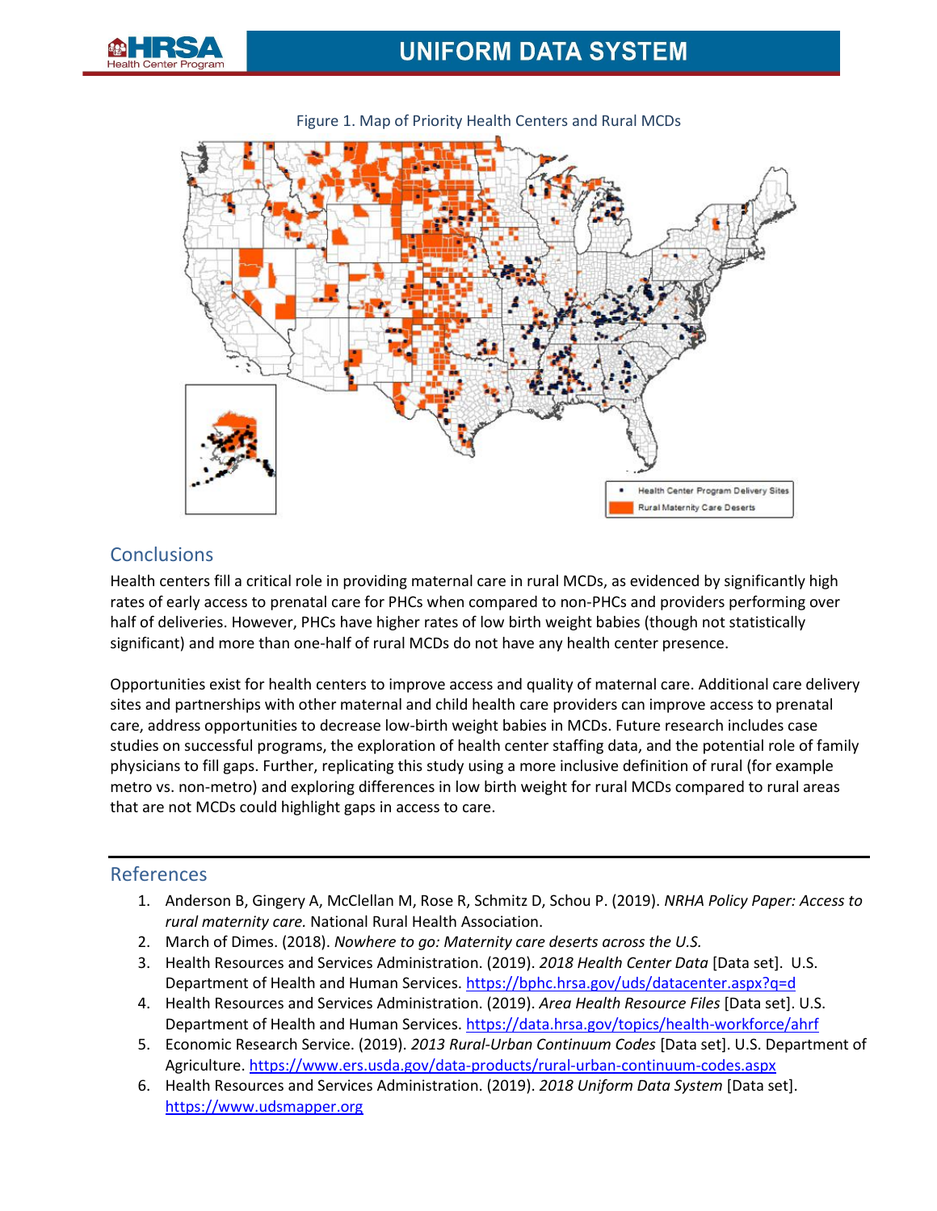Figure 1. Map of Priority Health Centers and Rural MCDs

Health Center Program Delivery Sites

Rural Maternity Care Deserts

## Conclusions

Health centers fill a critical role in providing maternal care in rural MCDs, as evidenced by significantly high rates of early access to prenatal care for PHCs when compared to non-PHCs and providers performing over half of deliveries. However, PHCs have higher rates of low birth weight babies (though not statistically significant) and more than one-half of rural MCDs do not have any health center presence.

Opportunities exist for health centers to improve access and quality of maternal care. Additional care delivery sites and partnerships with other maternal and child health care providers can improve access to prenatal care, address opportunities to decrease low-birth weight babies in MCDs. Future research includes case studies on successful programs, the exploration of health center staffing data, and the potential role of family physicians to fill gaps. Further, replicating this study using a more inclusive definition of rural (for example metro vs. non-metro) and exploring differences in low birth weight for rural MCDs compared to rural areas that are not MCDs could highlight gaps in access to care.

## References

1. Anderson B, Gingery A, McClellan M, Rose R, Schmitz D, Schou P. (2019). *NRHA Policy Paper: Access to rural maternity care.* National Rural Health Association.
2. March of Dimes. (2018). *Nowhere to go: Maternity care deserts across the U.S.*
3. Health Resources and Services Administration. (2019). *2018 Health Center Data* [Data set]. U.S. Department of Health and Human Services. https://bphc.hrsa.gov/uds/datacenter.aspx?q=d
4. Health Resources and Services Administration. (2019). *Area Health Resource Files* [Data set]. U.S. Department of Health and Human Services. https://data.hrsa.gov/topics/health-workforce/ahrf
5. Economic Research Service. (2019). *2013 Rural-Urban Continuum Codes* [Data set]. U.S. Department of Agriculture. https://www.ers.usda.gov/data-products/rural-urban-continuum-codes.aspx
6. Health Resources and Services Administration. (2019). *2018 Uniform Data System* [Data set]. https://www.udsmapper.org